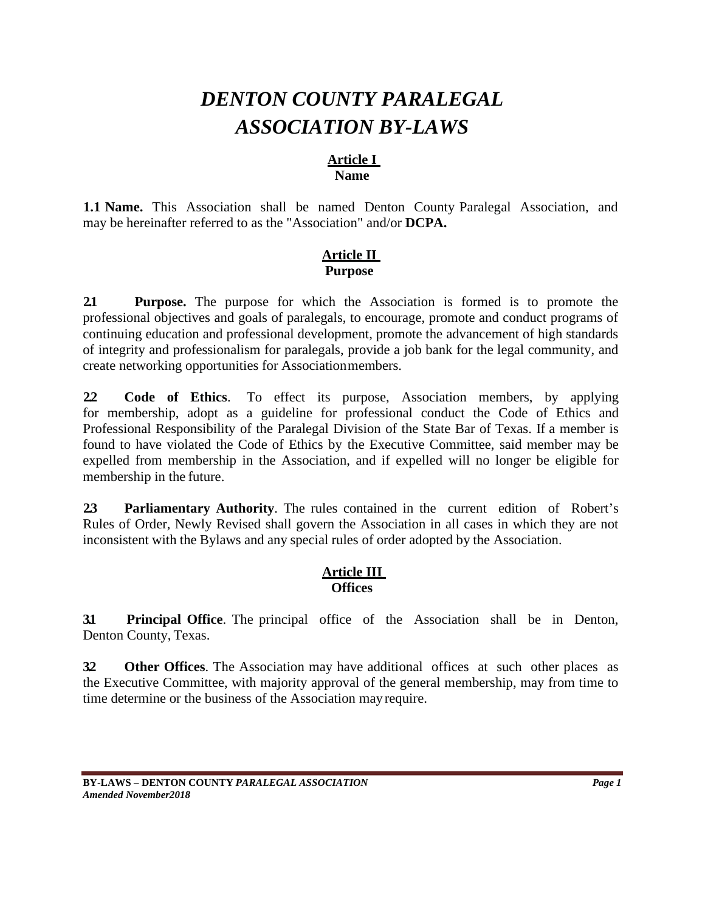# *DENTON COUNTY PARALEGAL ASSOCIATION BY-LAWS*

## Article I
## Name

**1.1 Name.** This Association shall be named Denton County Paralegal Association, and may be hereinafter referred to as the "Association" and/or **DCPA.**

## Article II
## Purpose

**2.1 Purpose.** The purpose for which the Association is formed is to promote the professional objectives and goals of paralegals, to encourage, promote and conduct programs of continuing education and professional development, promote the advancement of high standards of integrity and professionalism for paralegals, provide a job bank for the legal community, and create networking opportunities for Association members.

**2.2 Code of Ethics**. To effect its purpose, Association members, by applying for membership, adopt as a guideline for professional conduct the Code of Ethics and Professional Responsibility of the Paralegal Division of the State Bar of Texas. If a member is found to have violated the Code of Ethics by the Executive Committee, said member may be expelled from membership in the Association, and if expelled will no longer be eligible for membership in the future.

**2.3 Parliamentary Authority**. The rules contained in the current edition of Robert's Rules of Order, Newly Revised shall govern the Association in all cases in which they are not inconsistent with the Bylaws and any special rules of order adopted by the Association.

## Article III
## Offices

**3.1 Principal Office**. The principal office of the Association shall be in Denton, Denton County, Texas.

**3.2 Other Offices**. The Association may have additional offices at such other places as the Executive Committee, with majority approval of the general membership, may from time to time determine or the business of the Association may require.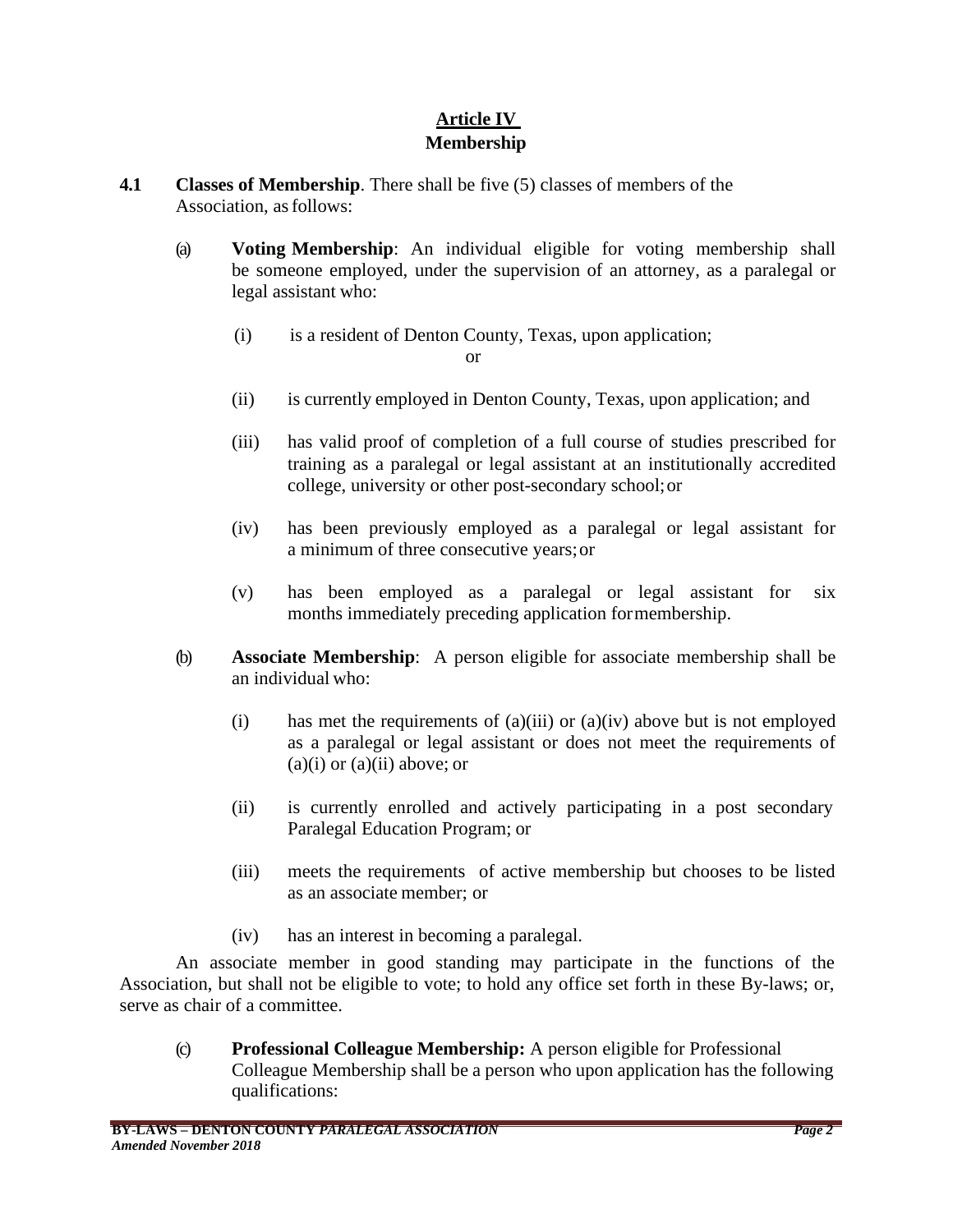## Article IV
## Membership

**4.1** **Classes of Membership**. There shall be five (5) classes of members of the Association, as follows:

(a) **Voting Membership**: An individual eligible for voting membership shall be someone employed, under the supervision of an attorney, as a paralegal or legal assistant who:

(i) is a resident of Denton County, Texas, upon application;

or

(ii) is currently employed in Denton County, Texas, upon application; and

(iii) has valid proof of completion of a full course of studies prescribed for training as a paralegal or legal assistant at an institutionally accredited college, university or other post-secondary school; or

(iv) has been previously employed as a paralegal or legal assistant for a minimum of three consecutive years; or

(v) has been employed as a paralegal or legal assistant for six months immediately preceding application for membership.

(b) **Associate Membership**: A person eligible for associate membership shall be an individual who:

(i) has met the requirements of (a)(iii) or (a)(iv) above but is not employed as a paralegal or legal assistant or does not meet the requirements of (a)(i) or (a)(ii) above; or

(ii) is currently enrolled and actively participating in a post secondary Paralegal Education Program; or

(iii) meets the requirements of active membership but chooses to be listed as an associate member; or

(iv) has an interest in becoming a paralegal.

An associate member in good standing may participate in the functions of the Association, but shall not be eligible to vote; to hold any office set forth in these By-laws; or, serve as chair of a committee.

(c) **Professional Colleague Membership:** A person eligible for Professional Colleague Membership shall be a person who upon application has the following qualifications: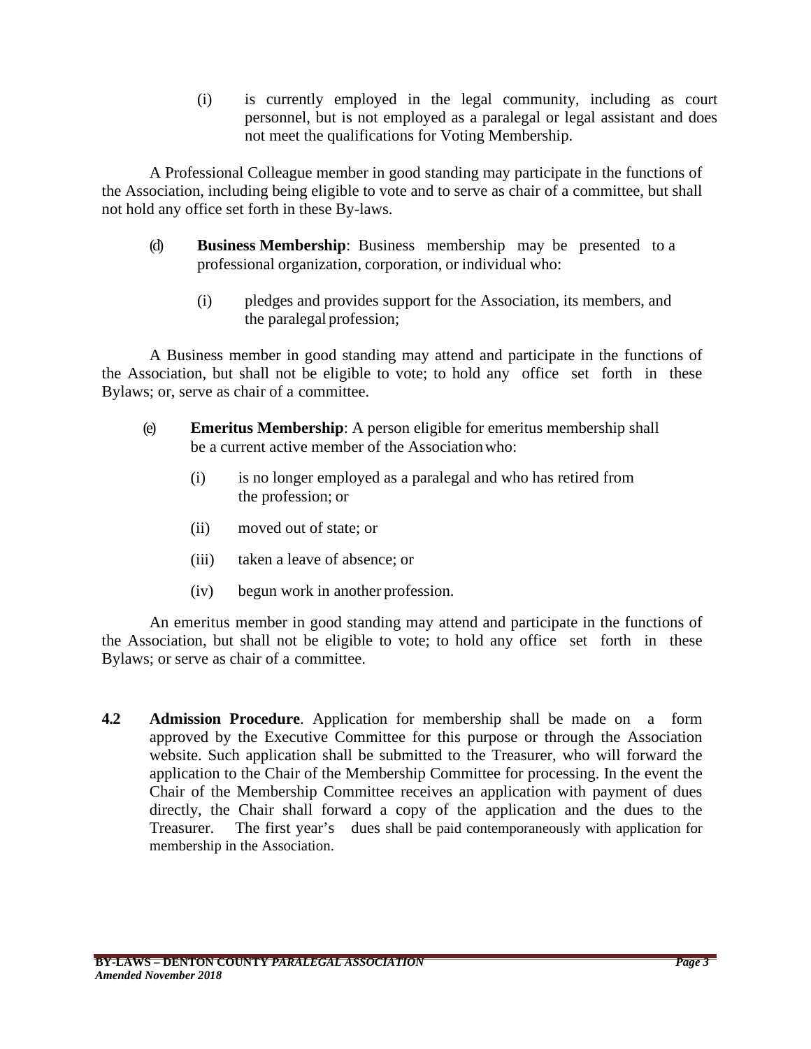(i) is currently employed in the legal community, including as court personnel, but is not employed as a paralegal or legal assistant and does not meet the qualifications for Voting Membership.

A Professional Colleague member in good standing may participate in the functions of the Association, including being eligible to vote and to serve as chair of a committee, but shall not hold any office set forth in these By-laws.

(d) **Business Membership**: Business membership may be presented to a professional organization, corporation, or individual who:

(i) pledges and provides support for the Association, its members, and the paralegal profession;

A Business member in good standing may attend and participate in the functions of the Association, but shall not be eligible to vote; to hold any office set forth in these Bylaws; or, serve as chair of a committee.

(e) **Emeritus Membership**: A person eligible for emeritus membership shall be a current active member of the Association who:

(i) is no longer employed as a paralegal and who has retired from the profession; or

(ii) moved out of state; or

(iii) taken a leave of absence; or

(iv) begun work in another profession.

An emeritus member in good standing may attend and participate in the functions of the Association, but shall not be eligible to vote; to hold any office set forth in these Bylaws; or serve as chair of a committee.

**4.2 Admission Procedure**. Application for membership shall be made on a form approved by the Executive Committee for this purpose or through the Association website. Such application shall be submitted to the Treasurer, who will forward the application to the Chair of the Membership Committee for processing. In the event the Chair of the Membership Committee receives an application with payment of dues directly, the Chair shall forward a copy of the application and the dues to the Treasurer. The first year's dues shall be paid contemporaneously with application for membership in the Association.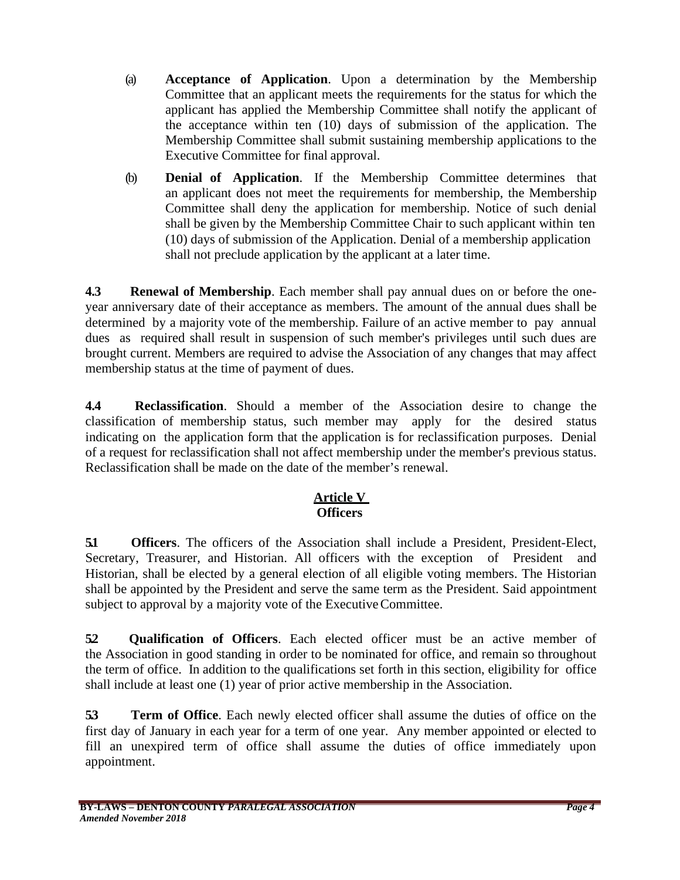(a) **Acceptance of Application**. Upon a determination by the Membership Committee that an applicant meets the requirements for the status for which the applicant has applied the Membership Committee shall notify the applicant of the acceptance within ten (10) days of submission of the application. The Membership Committee shall submit sustaining membership applications to the Executive Committee for final approval.

(b) **Denial of Application**. If the Membership Committee determines that an applicant does not meet the requirements for membership, the Membership Committee shall deny the application for membership. Notice of such denial shall be given by the Membership Committee Chair to such applicant within ten (10) days of submission of the Application. Denial of a membership application shall not preclude application by the applicant at a later time.

**4.3 Renewal of Membership**. Each member shall pay annual dues on or before the one-year anniversary date of their acceptance as members. The amount of the annual dues shall be determined by a majority vote of the membership. Failure of an active member to pay annual dues as required shall result in suspension of such member's privileges until such dues are brought current. Members are required to advise the Association of any changes that may affect membership status at the time of payment of dues.

**4.4 Reclassification**. Should a member of the Association desire to change the classification of membership status, such member may apply for the desired status indicating on the application form that the application is for reclassification purposes. Denial of a request for reclassification shall not affect membership under the member's previous status. Reclassification shall be made on the date of the member's renewal.

## Article V
## Officers

**5.1 Officers**. The officers of the Association shall include a President, President-Elect, Secretary, Treasurer, and Historian. All officers with the exception of President and Historian, shall be elected by a general election of all eligible voting members. The Historian shall be appointed by the President and serve the same term as the President. Said appointment subject to approval by a majority vote of the Executive Committee.

**5.2 Qualification of Officers**. Each elected officer must be an active member of the Association in good standing in order to be nominated for office, and remain so throughout the term of office. In addition to the qualifications set forth in this section, eligibility for office shall include at least one (1) year of prior active membership in the Association.

**5.3 Term of Office**. Each newly elected officer shall assume the duties of office on the first day of January in each year for a term of one year. Any member appointed or elected to fill an unexpired term of office shall assume the duties of office immediately upon appointment.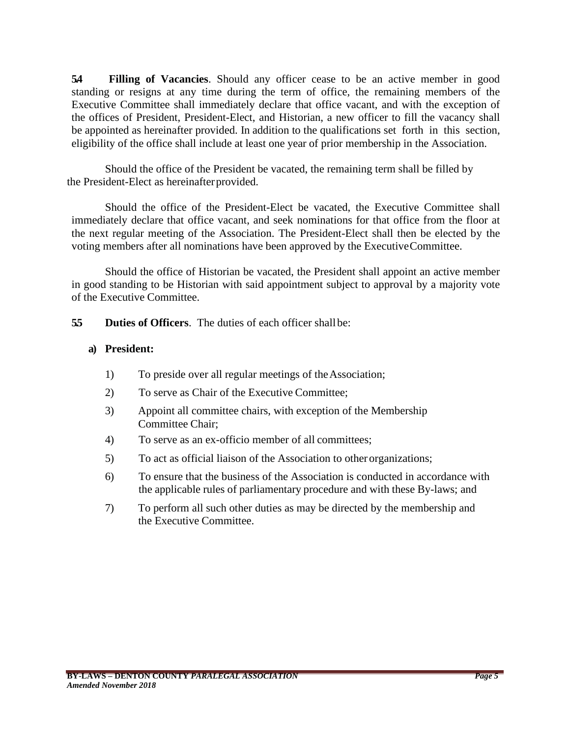**5.4 Filling of Vacancies**. Should any officer cease to be an active member in good standing or resigns at any time during the term of office, the remaining members of the Executive Committee shall immediately declare that office vacant, and with the exception of the offices of President, President-Elect, and Historian, a new officer to fill the vacancy shall be appointed as hereinafter provided. In addition to the qualifications set forth in this section, eligibility of the office shall include at least one year of prior membership in the Association.

Should the office of the President be vacated, the remaining term shall be filled by the President-Elect as hereinafter provided.

Should the office of the President-Elect be vacated, the Executive Committee shall immediately declare that office vacant, and seek nominations for that office from the floor at the next regular meeting of the Association. The President-Elect shall then be elected by the voting members after all nominations have been approved by the Executive Committee.

Should the office of Historian be vacated, the President shall appoint an active member in good standing to be Historian with said appointment subject to approval by a majority vote of the Executive Committee.

**5.5 Duties of Officers**. The duties of each officer shall be:

**a) President:**

1) To preside over all regular meetings of the Association;
2) To serve as Chair of the Executive Committee;
3) Appoint all committee chairs, with exception of the Membership Committee Chair;
4) To serve as an ex-officio member of all committees;
5) To act as official liaison of the Association to other organizations;
6) To ensure that the business of the Association is conducted in accordance with the applicable rules of parliamentary procedure and with these By-laws; and
7) To perform all such other duties as may be directed by the membership and the Executive Committee.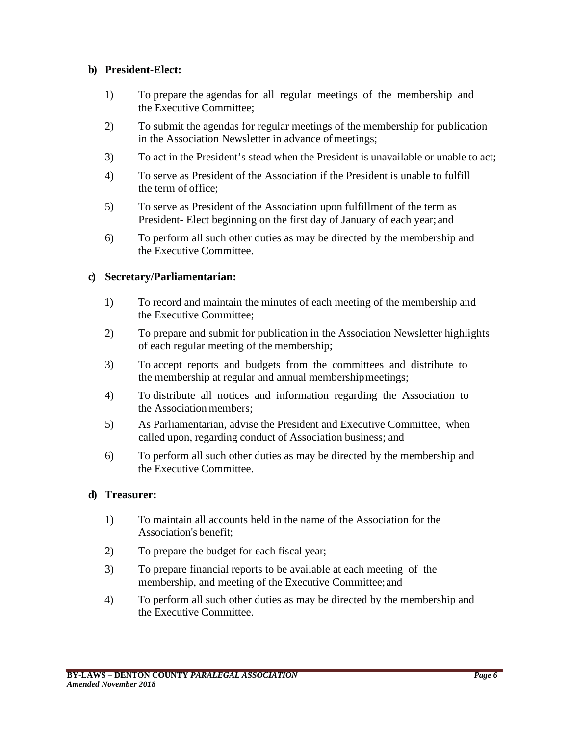**b) President-Elect:**

1) To prepare the agendas for all regular meetings of the membership and the Executive Committee;

2) To submit the agendas for regular meetings of the membership for publication in the Association Newsletter in advance of meetings;

3) To act in the President's stead when the President is unavailable or unable to act;

4) To serve as President of the Association if the President is unable to fulfill the term of office;

5) To serve as President of the Association upon fulfillment of the term as President- Elect beginning on the first day of January of each year; and

6) To perform all such other duties as may be directed by the membership and the Executive Committee.

**c) Secretary/Parliamentarian:**

1) To record and maintain the minutes of each meeting of the membership and the Executive Committee;

2) To prepare and submit for publication in the Association Newsletter highlights of each regular meeting of the membership;

3) To accept reports and budgets from the committees and distribute to the membership at regular and annual membership meetings;

4) To distribute all notices and information regarding the Association to the Association members;

5) As Parliamentarian, advise the President and Executive Committee, when called upon, regarding conduct of Association business; and

6) To perform all such other duties as may be directed by the membership and the Executive Committee.

**d) Treasurer:**

1) To maintain all accounts held in the name of the Association for the Association's benefit;

2) To prepare the budget for each fiscal year;

3) To prepare financial reports to be available at each meeting of the membership, and meeting of the Executive Committee; and

4) To perform all such other duties as may be directed by the membership and the Executive Committee.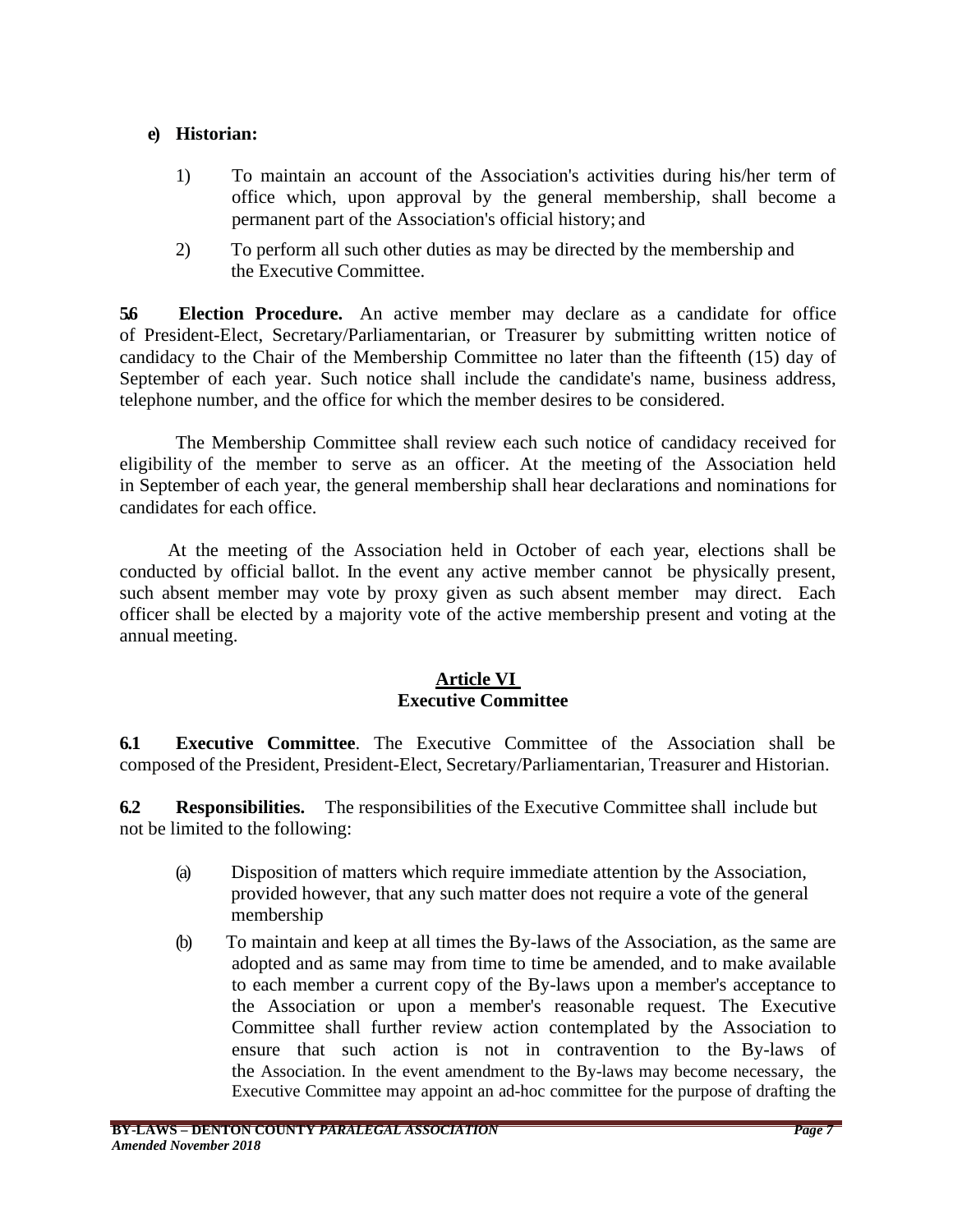**e) Historian:**

1) To maintain an account of the Association's activities during his/her term of office which, upon approval by the general membership, shall become a permanent part of the Association's official history; and

2) To perform all such other duties as may be directed by the membership and the Executive Committee.

**5.6 Election Procedure.** An active member may declare as a candidate for office of President-Elect, Secretary/Parliamentarian, or Treasurer by submitting written notice of candidacy to the Chair of the Membership Committee no later than the fifteenth (15) day of September of each year. Such notice shall include the candidate's name, business address, telephone number, and the office for which the member desires to be considered.

The Membership Committee shall review each such notice of candidacy received for eligibility of the member to serve as an officer. At the meeting of the Association held in September of each year, the general membership shall hear declarations and nominations for candidates for each office.

At the meeting of the Association held in October of each year, elections shall be conducted by official ballot. In the event any active member cannot be physically present, such absent member may vote by proxy given as such absent member may direct. Each officer shall be elected by a majority vote of the active membership present and voting at the annual meeting.

## Article VI
## Executive Committee

**6.1 Executive Committee**. The Executive Committee of the Association shall be composed of the President, President-Elect, Secretary/Parliamentarian, Treasurer and Historian.

**6.2 Responsibilities.** The responsibilities of the Executive Committee shall include but not be limited to the following:

(a) Disposition of matters which require immediate attention by the Association, provided however, that any such matter does not require a vote of the general membership

(b) To maintain and keep at all times the By-laws of the Association, as the same are adopted and as same may from time to time be amended, and to make available to each member a current copy of the By-laws upon a member's acceptance to the Association or upon a member's reasonable request. The Executive Committee shall further review action contemplated by the Association to ensure that such action is not in contravention to the By-laws of the Association. In the event amendment to the By-laws may become necessary, the Executive Committee may appoint an ad-hoc committee for the purpose of drafting the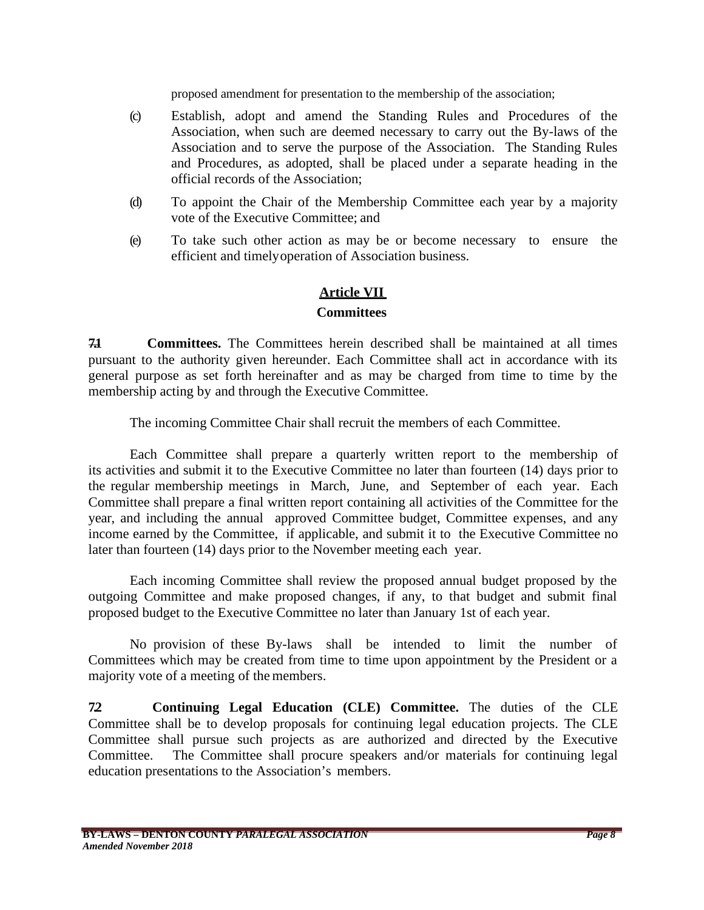proposed amendment for presentation to the membership of the association;

(c) Establish, adopt and amend the Standing Rules and Procedures of the Association, when such are deemed necessary to carry out the By-laws of the Association and to serve the purpose of the Association. The Standing Rules and Procedures, as adopted, shall be placed under a separate heading in the official records of the Association;

(d) To appoint the Chair of the Membership Committee each year by a majority vote of the Executive Committee; and

(e) To take such other action as may be or become necessary to ensure the efficient and timely operation of Association business.

## Article VII
## Committees

**7.1 Committees.** The Committees herein described shall be maintained at all times pursuant to the authority given hereunder. Each Committee shall act in accordance with its general purpose as set forth hereinafter and as may be charged from time to time by the membership acting by and through the Executive Committee.

The incoming Committee Chair shall recruit the members of each Committee.

Each Committee shall prepare a quarterly written report to the membership of its activities and submit it to the Executive Committee no later than fourteen (14) days prior to the regular membership meetings in March, June, and September of each year. Each Committee shall prepare a final written report containing all activities of the Committee for the year, and including the annual approved Committee budget, Committee expenses, and any income earned by the Committee, if applicable, and submit it to the Executive Committee no later than fourteen (14) days prior to the November meeting each year.

Each incoming Committee shall review the proposed annual budget proposed by the outgoing Committee and make proposed changes, if any, to that budget and submit final proposed budget to the Executive Committee no later than January 1st of each year.

No provision of these By-laws shall be intended to limit the number of Committees which may be created from time to time upon appointment by the President or a majority vote of a meeting of the members.

**7.2 Continuing Legal Education (CLE) Committee.** The duties of the CLE Committee shall be to develop proposals for continuing legal education projects. The CLE Committee shall pursue such projects as are authorized and directed by the Executive Committee. The Committee shall procure speakers and/or materials for continuing legal education presentations to the Association's members.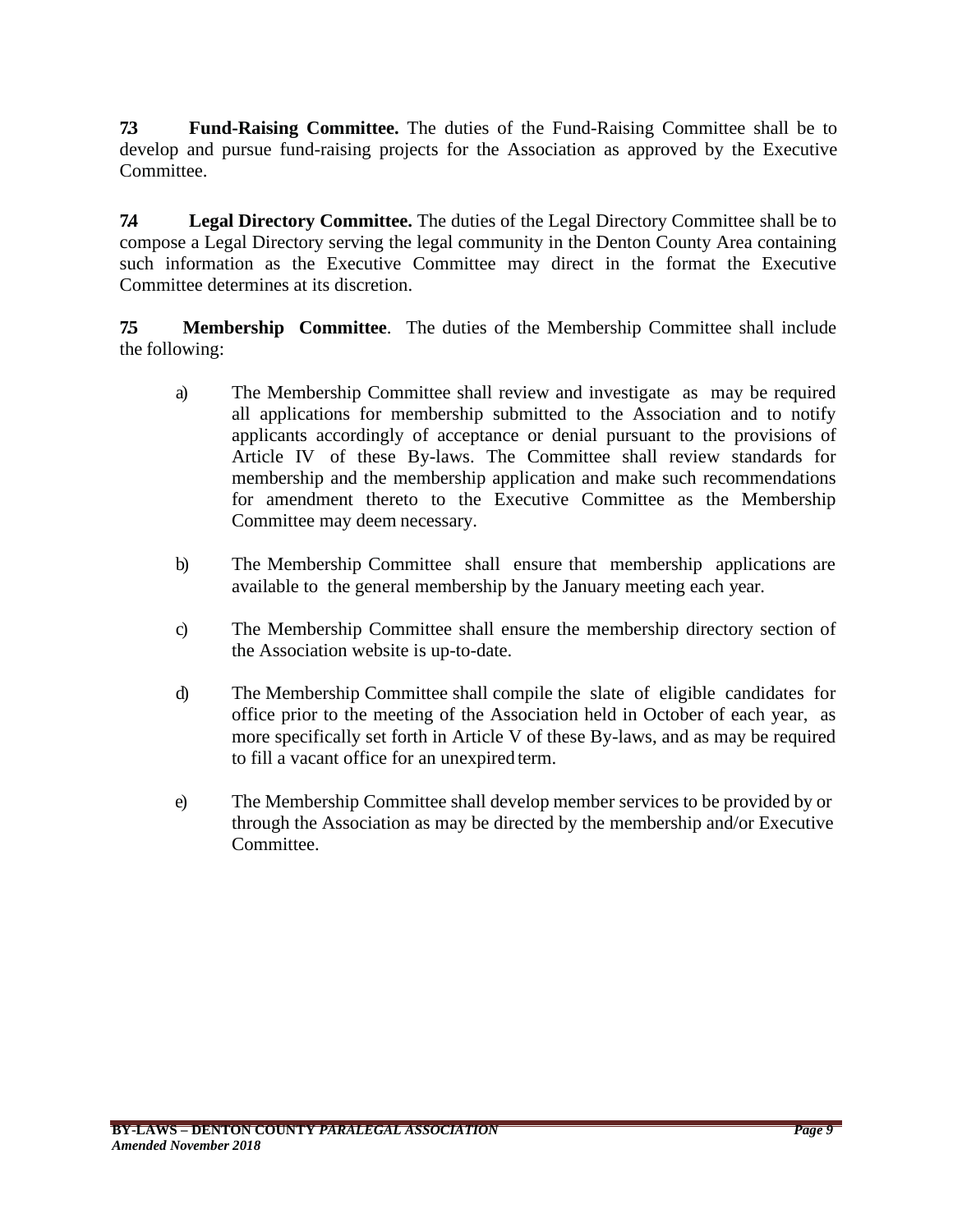**7.3 Fund-Raising Committee.** The duties of the Fund-Raising Committee shall be to develop and pursue fund-raising projects for the Association as approved by the Executive Committee.

**7.4 Legal Directory Committee.** The duties of the Legal Directory Committee shall be to compose a Legal Directory serving the legal community in the Denton County Area containing such information as the Executive Committee may direct in the format the Executive Committee determines at its discretion.

**7.5 Membership Committee**. The duties of the Membership Committee shall include the following:

a) The Membership Committee shall review and investigate as may be required all applications for membership submitted to the Association and to notify applicants accordingly of acceptance or denial pursuant to the provisions of Article IV of these By-laws. The Committee shall review standards for membership and the membership application and make such recommendations for amendment thereto to the Executive Committee as the Membership Committee may deem necessary.

b) The Membership Committee shall ensure that membership applications are available to the general membership by the January meeting each year.

c) The Membership Committee shall ensure the membership directory section of the Association website is up-to-date.

d) The Membership Committee shall compile the slate of eligible candidates for office prior to the meeting of the Association held in October of each year, as more specifically set forth in Article V of these By-laws, and as may be required to fill a vacant office for an unexpired term.

e) The Membership Committee shall develop member services to be provided by or through the Association as may be directed by the membership and/or Executive Committee.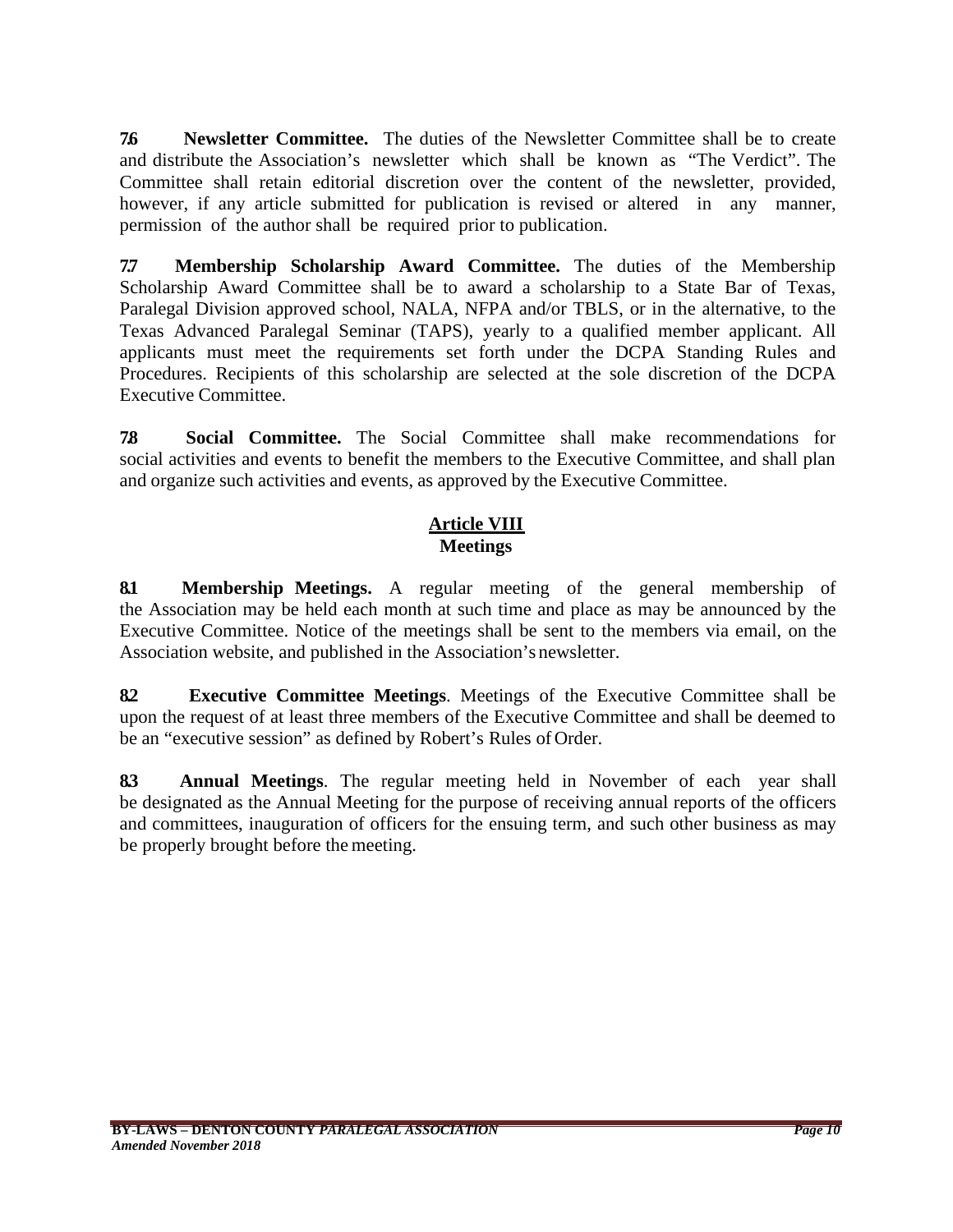**7.6 Newsletter Committee.** The duties of the Newsletter Committee shall be to create and distribute the Association's newsletter which shall be known as "The Verdict". The Committee shall retain editorial discretion over the content of the newsletter, provided, however, if any article submitted for publication is revised or altered in any manner, permission of the author shall be required prior to publication.

**7.7 Membership Scholarship Award Committee.** The duties of the Membership Scholarship Award Committee shall be to award a scholarship to a State Bar of Texas, Paralegal Division approved school, NALA, NFPA and/or TBLS, or in the alternative, to the Texas Advanced Paralegal Seminar (TAPS), yearly to a qualified member applicant. All applicants must meet the requirements set forth under the DCPA Standing Rules and Procedures. Recipients of this scholarship are selected at the sole discretion of the DCPA Executive Committee.

**7.8 Social Committee.** The Social Committee shall make recommendations for social activities and events to benefit the members to the Executive Committee, and shall plan and organize such activities and events, as approved by the Executive Committee.

## Article VIII
## Meetings

**8.1 Membership Meetings.** A regular meeting of the general membership of the Association may be held each month at such time and place as may be announced by the Executive Committee. Notice of the meetings shall be sent to the members via email, on the Association website, and published in the Association's newsletter.

**8.2 Executive Committee Meetings**. Meetings of the Executive Committee shall be upon the request of at least three members of the Executive Committee and shall be deemed to be an "executive session" as defined by Robert's Rules of Order.

**8.3 Annual Meetings**. The regular meeting held in November of each year shall be designated as the Annual Meeting for the purpose of receiving annual reports of the officers and committees, inauguration of officers for the ensuing term, and such other business as may be properly brought before the meeting.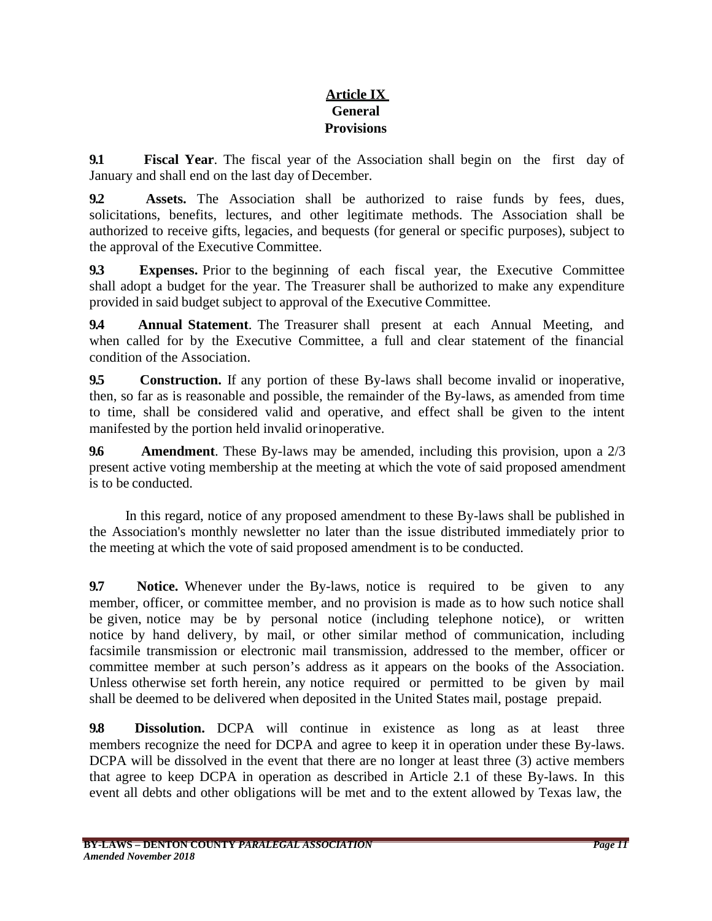# Article IX
## General Provisions

**9.1 Fiscal Year**. The fiscal year of the Association shall begin on the first day of January and shall end on the last day of December.

**9.2 Assets.** The Association shall be authorized to raise funds by fees, dues, solicitations, benefits, lectures, and other legitimate methods. The Association shall be authorized to receive gifts, legacies, and bequests (for general or specific purposes), subject to the approval of the Executive Committee.

**9.3 Expenses.** Prior to the beginning of each fiscal year, the Executive Committee shall adopt a budget for the year. The Treasurer shall be authorized to make any expenditure provided in said budget subject to approval of the Executive Committee.

**9.4 Annual Statement**. The Treasurer shall present at each Annual Meeting, and when called for by the Executive Committee, a full and clear statement of the financial condition of the Association.

**9.5 Construction.** If any portion of these By-laws shall become invalid or inoperative, then, so far as is reasonable and possible, the remainder of the By-laws, as amended from time to time, shall be considered valid and operative, and effect shall be given to the intent manifested by the portion held invalid or inoperative.

**9.6 Amendment**. These By-laws may be amended, including this provision, upon a 2/3 present active voting membership at the meeting at which the vote of said proposed amendment is to be conducted.

In this regard, notice of any proposed amendment to these By-laws shall be published in the Association's monthly newsletter no later than the issue distributed immediately prior to the meeting at which the vote of said proposed amendment is to be conducted.

**9.7 Notice.** Whenever under the By-laws, notice is required to be given to any member, officer, or committee member, and no provision is made as to how such notice shall be given, notice may be by personal notice (including telephone notice), or written notice by hand delivery, by mail, or other similar method of communication, including facsimile transmission or electronic mail transmission, addressed to the member, officer or committee member at such person's address as it appears on the books of the Association. Unless otherwise set forth herein, any notice required or permitted to be given by mail shall be deemed to be delivered when deposited in the United States mail, postage prepaid.

**9.8 Dissolution.** DCPA will continue in existence as long as at least three members recognize the need for DCPA and agree to keep it in operation under these By-laws. DCPA will be dissolved in the event that there are no longer at least three (3) active members that agree to keep DCPA in operation as described in Article 2.1 of these By-laws. In this event all debts and other obligations will be met and to the extent allowed by Texas law, the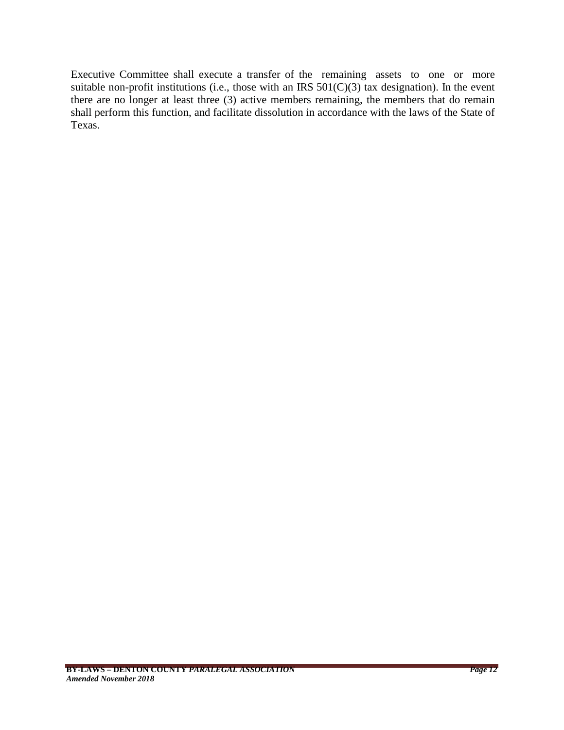Executive Committee shall execute a transfer of the remaining assets to one or more suitable non-profit institutions (i.e., those with an IRS 501(C)(3) tax designation). In the event there are no longer at least three (3) active members remaining, the members that do remain shall perform this function, and facilitate dissolution in accordance with the laws of the State of Texas.